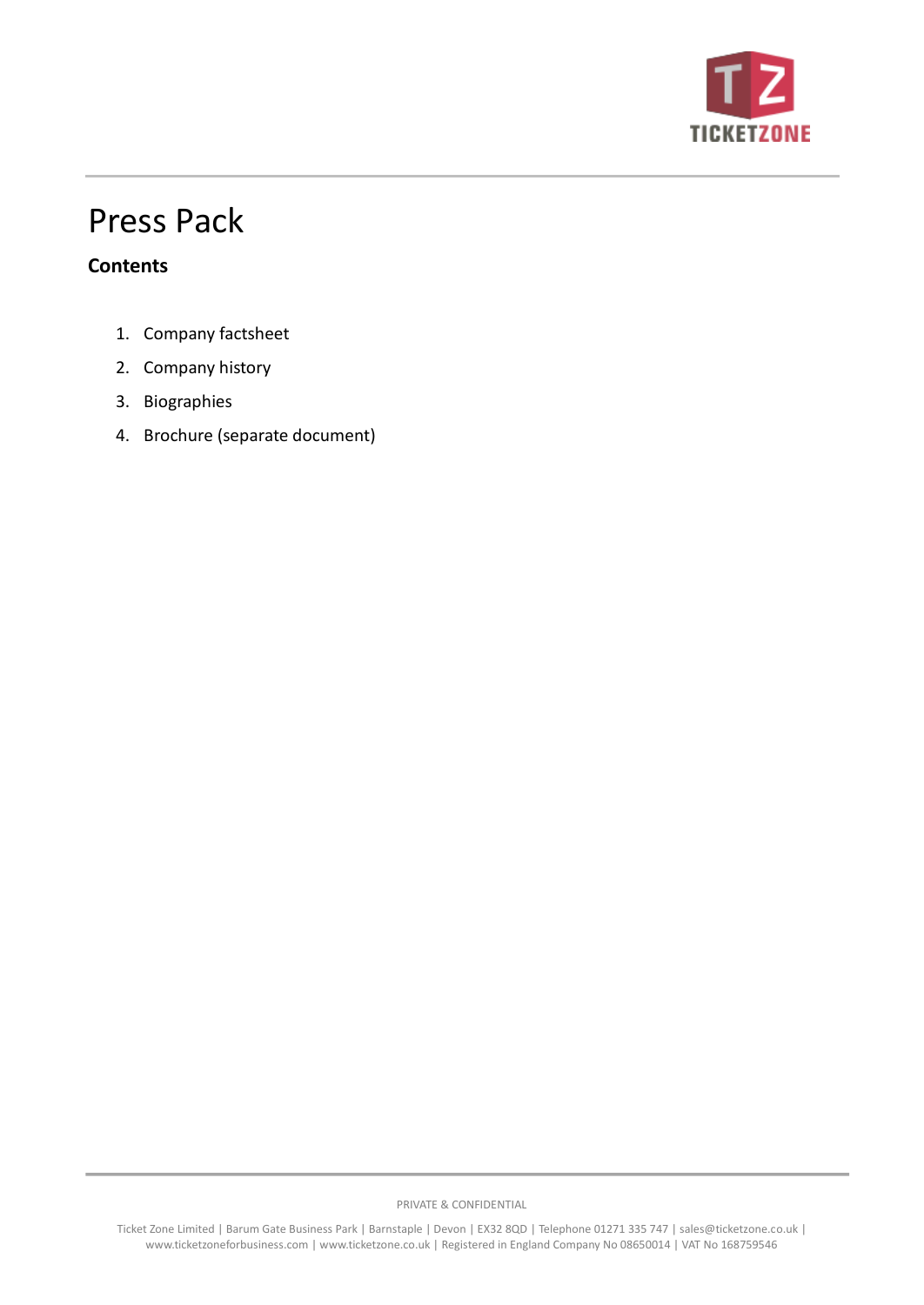# Press Pack

**Contents**

1. Company factsheet
2. Company history
3. Biographies
4. Brochure (separate document)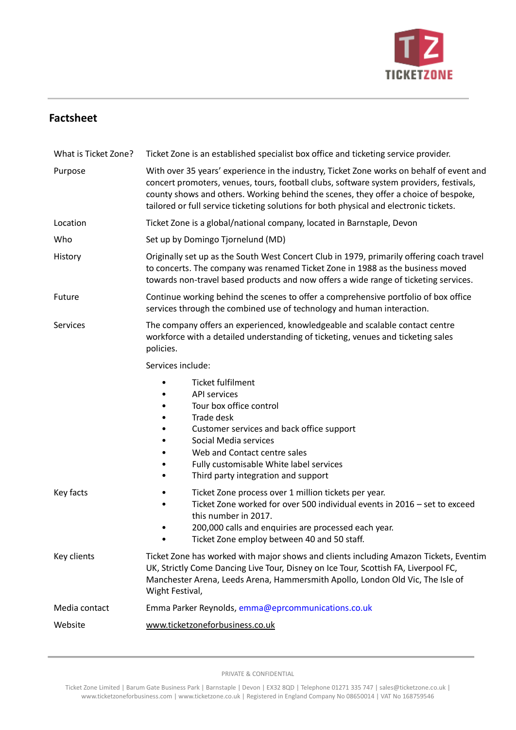## Factsheet

| | |
|---|---|
| What is Ticket Zone? | Ticket Zone is an established specialist box office and ticketing service provider. |
| Purpose | With over 35 years' experience in the industry, Ticket Zone works on behalf of event and concert promoters, venues, tours, football clubs, software system providers, festivals, county shows and others. Working behind the scenes, they offer a choice of bespoke, tailored or full service ticketing solutions for both physical and electronic tickets. |
| Location | Ticket Zone is a global/national company, located in Barnstaple, Devon |
| Who | Set up by Domingo Tjornelund (MD) |
| History | Originally set up as the South West Concert Club in 1979, primarily offering coach travel to concerts. The company was renamed Ticket Zone in 1988 as the business moved towards non-travel based products and now offers a wide range of ticketing services. |
| Future | Continue working behind the scenes to offer a comprehensive portfolio of box office services through the combined use of technology and human interaction. |
| Services | The company offers an experienced, knowledgeable and scalable contact centre workforce with a detailed understanding of ticketing, venues and ticketing sales policies.<br><br>Services include:<br>• Ticket fulfilment<br>• API services<br>• Tour box office control<br>• Trade desk<br>• Customer services and back office support<br>• Social Media services<br>• Web and Contact centre sales<br>• Fully customisable White label services<br>• Third party integration and support |
| Key facts | • Ticket Zone process over 1 million tickets per year.<br>• Ticket Zone worked for over 500 individual events in 2016 – set to exceed this number in 2017.<br>• 200,000 calls and enquiries are processed each year.<br>• Ticket Zone employ between 40 and 50 staff. |
| Key clients | Ticket Zone has worked with major shows and clients including Amazon Tickets, Eventim UK, Strictly Come Dancing Live Tour, Disney on Ice Tour, Scottish FA, Liverpool FC, Manchester Arena, Leeds Arena, Hammersmith Apollo, London Old Vic, The Isle of Wight Festival, |
| Media contact | Emma Parker Reynolds, emma@eprcommunications.co.uk |
| Website | www.ticketzoneforbusiness.co.uk |

PRIVATE & CONFIDENTIAL

Ticket Zone Limited | Barum Gate Business Park | Barnstaple | Devon | EX32 8QD | Telephone 01271 335 747 | sales@ticketzone.co.uk | www.ticketzoneforbusiness.com | www.ticketzone.co.uk | Registered in England Company No 08650014 | VAT No 168759546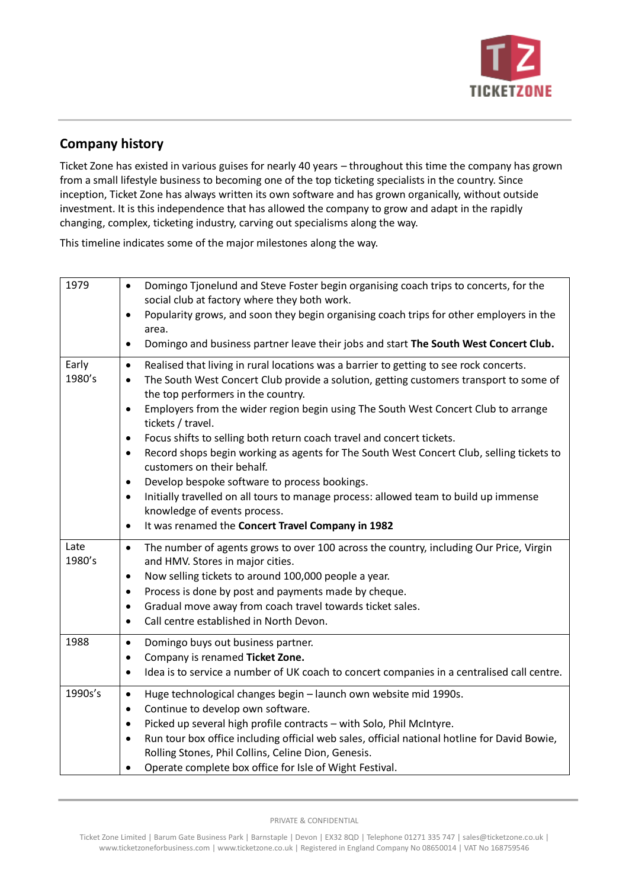## Company history

Ticket Zone has existed in various guises for nearly 40 years – throughout this time the company has grown from a small lifestyle business to becoming one of the top ticketing specialists in the country. Since inception, Ticket Zone has always written its own software and has grown organically, without outside investment. It is this independence that has allowed the company to grow and adapt in the rapidly changing, complex, ticketing industry, carving out specialisms along the way.

This timeline indicates some of the major milestones along the way.

| | |
|---|---|
| 1979 | • Domingo Tjonelund and Steve Foster begin organising coach trips to concerts, for the social club at factory where they both work.<br>• Popularity grows, and soon they begin organising coach trips for other employers in the area.<br>• Domingo and business partner leave their jobs and start **The South West Concert Club.** |
| Early 1980's | • Realised that living in rural locations was a barrier to getting to see rock concerts.<br>• The South West Concert Club provide a solution, getting customers transport to some of the top performers in the country.<br>• Employers from the wider region begin using The South West Concert Club to arrange tickets / travel.<br>• Focus shifts to selling both return coach travel and concert tickets.<br>• Record shops begin working as agents for The South West Concert Club, selling tickets to customers on their behalf.<br>• Develop bespoke software to process bookings.<br>• Initially travelled on all tours to manage process: allowed team to build up immense knowledge of events process.<br>• It was renamed the **Concert Travel Company in 1982** |
| Late 1980's | • The number of agents grows to over 100 across the country, including Our Price, Virgin and HMV. Stores in major cities.<br>• Now selling tickets to around 100,000 people a year.<br>• Process is done by post and payments made by cheque.<br>• Gradual move away from coach travel towards ticket sales.<br>• Call centre established in North Devon. |
| 1988 | • Domingo buys out business partner.<br>• Company is renamed **Ticket Zone.**<br>• Idea is to service a number of UK coach to concert companies in a centralised call centre. |
| 1990s's | • Huge technological changes begin – launch own website mid 1990s.<br>• Continue to develop own software.<br>• Picked up several high profile contracts – with Solo, Phil McIntyre.<br>• Run tour box office including official web sales, official national hotline for David Bowie, Rolling Stones, Phil Collins, Celine Dion, Genesis.<br>• Operate complete box office for Isle of Wight Festival. |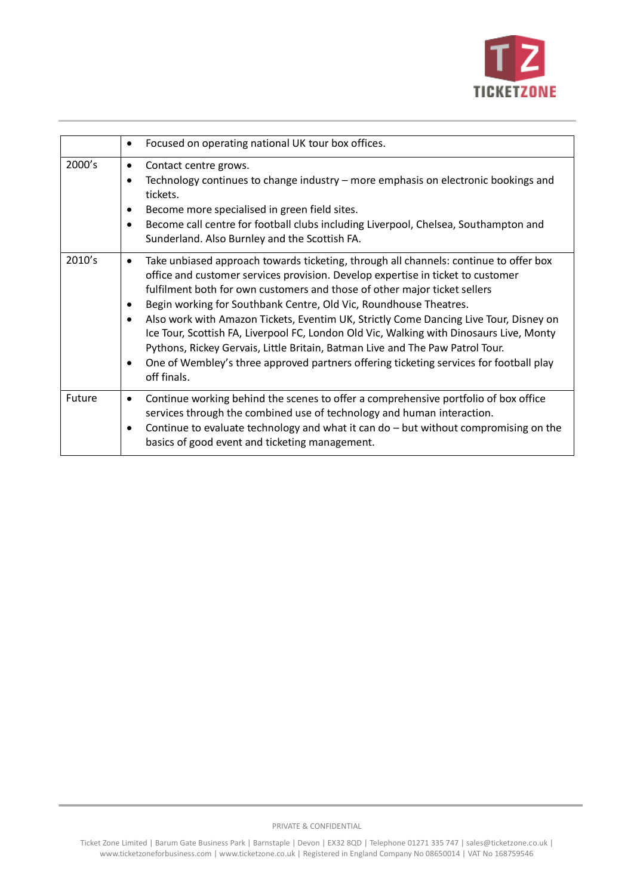| | |
|---|---|
| | • Focused on operating national UK tour box offices. |
| 2000's | • Contact centre grows.<br>• Technology continues to change industry – more emphasis on electronic bookings and tickets.<br>• Become more specialised in green field sites.<br>• Become call centre for football clubs including Liverpool, Chelsea, Southampton and Sunderland. Also Burnley and the Scottish FA. |
| 2010's | • Take unbiased approach towards ticketing, through all channels: continue to offer box office and customer services provision. Develop expertise in ticket to customer fulfilment both for own customers and those of other major ticket sellers<br>• Begin working for Southbank Centre, Old Vic, Roundhouse Theatres.<br>• Also work with Amazon Tickets, Eventim UK, Strictly Come Dancing Live Tour, Disney on Ice Tour, Scottish FA, Liverpool FC, London Old Vic, Walking with Dinosaurs Live, Monty Pythons, Rickey Gervais, Little Britain, Batman Live and The Paw Patrol Tour.<br>• One of Wembley's three approved partners offering ticketing services for football play off finals. |
| Future | • Continue working behind the scenes to offer a comprehensive portfolio of box office services through the combined use of technology and human interaction.<br>• Continue to evaluate technology and what it can do – but without compromising on the basics of good event and ticketing management. |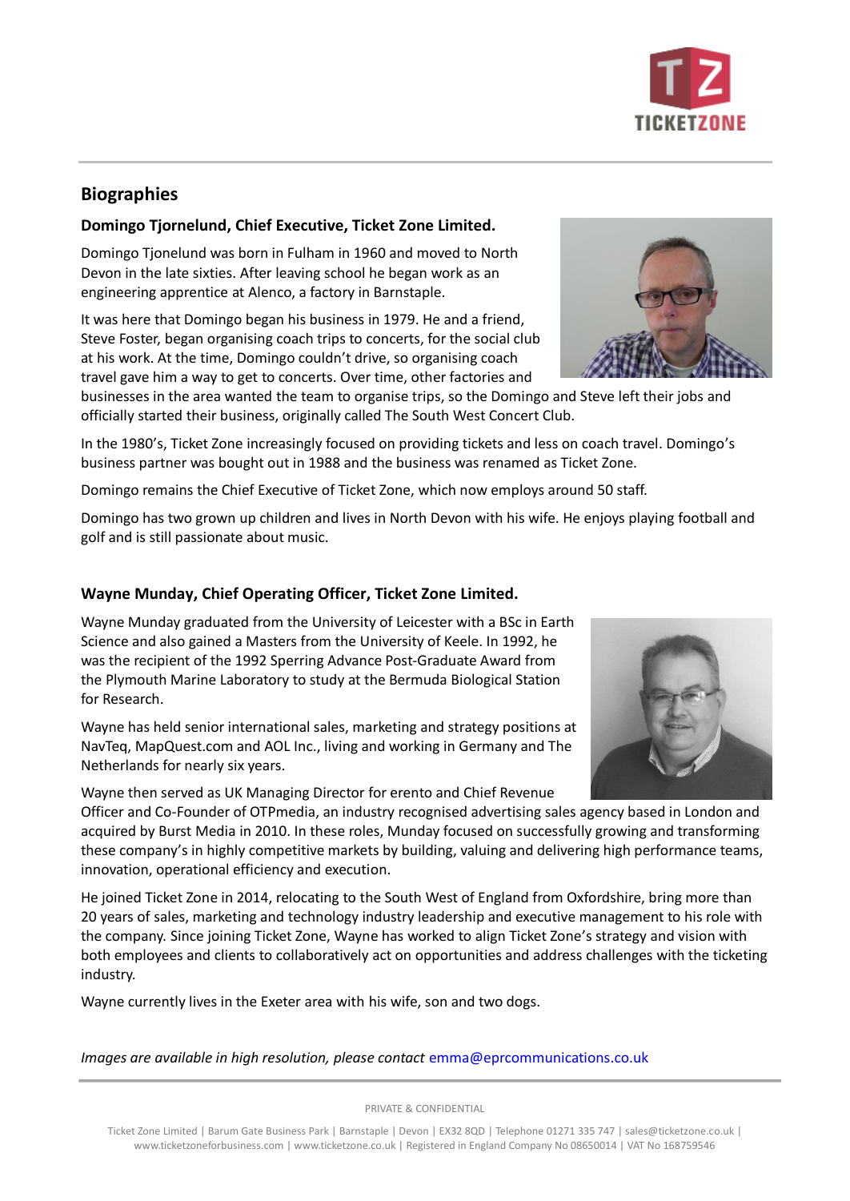## Biographies

### Domingo Tjornelund, Chief Executive, Ticket Zone Limited.

Domingo Tjonelund was born in Fulham in 1960 and moved to North Devon in the late sixties. After leaving school he began work as an engineering apprentice at Alenco, a factory in Barnstaple.

It was here that Domingo began his business in 1979. He and a friend, Steve Foster, began organising coach trips to concerts, for the social club at his work. At the time, Domingo couldn't drive, so organising coach travel gave him a way to get to concerts. Over time, other factories and businesses in the area wanted the team to organise trips, so the Domingo and Steve left their jobs and officially started their business, originally called The South West Concert Club.

In the 1980's, Ticket Zone increasingly focused on providing tickets and less on coach travel. Domingo's business partner was bought out in 1988 and the business was renamed as Ticket Zone.

Domingo remains the Chief Executive of Ticket Zone, which now employs around 50 staff.

Domingo has two grown up children and lives in North Devon with his wife. He enjoys playing football and golf and is still passionate about music.

### Wayne Munday, Chief Operating Officer, Ticket Zone Limited.

Wayne Munday graduated from the University of Leicester with a BSc in Earth Science and also gained a Masters from the University of Keele. In 1992, he was the recipient of the 1992 Sperring Advance Post-Graduate Award from the Plymouth Marine Laboratory to study at the Bermuda Biological Station for Research.

Wayne has held senior international sales, marketing and strategy positions at NavTeq, MapQuest.com and AOL Inc., living and working in Germany and The Netherlands for nearly six years.

Wayne then served as UK Managing Director for erento and Chief Revenue Officer and Co-Founder of OTPmedia, an industry recognised advertising sales agency based in London and acquired by Burst Media in 2010. In these roles, Munday focused on successfully growing and transforming these company's in highly competitive markets by building, valuing and delivering high performance teams, innovation, operational efficiency and execution.

He joined Ticket Zone in 2014, relocating to the South West of England from Oxfordshire, bring more than 20 years of sales, marketing and technology industry leadership and executive management to his role with the company. Since joining Ticket Zone, Wayne has worked to align Ticket Zone's strategy and vision with both employees and clients to collaboratively act on opportunities and address challenges with the ticketing industry.

Wayne currently lives in the Exeter area with his wife, son and two dogs.

*Images are available in high resolution, please contact* emma@eprcommunications.co.uk

PRIVATE & CONFIDENTIAL

Ticket Zone Limited | Barum Gate Business Park | Barnstaple | Devon | EX32 8QD | Telephone 01271 335 747 | sales@ticketzone.co.uk | www.ticketzoneforbusiness.com | www.ticketzone.co.uk | Registered in England Company No 08650014 | VAT No 168759546